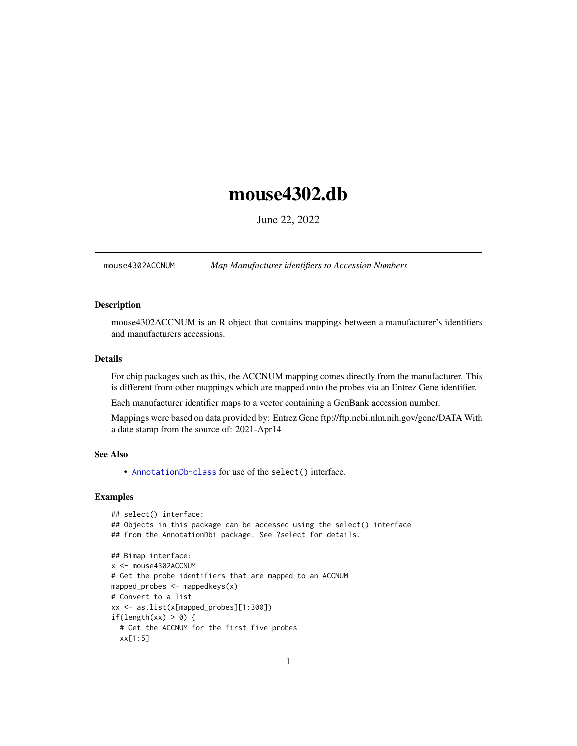# mouse4302.db

June 22, 2022

mouse4302ACCNUM *Map Manufacturer identifiers to Accession Numbers*

### Description

mouse4302ACCNUM is an R object that contains mappings between a manufacturer's identifiers and manufacturers accessions.

### Details

For chip packages such as this, the ACCNUM mapping comes directly from the manufacturer. This is different from other mappings which are mapped onto the probes via an Entrez Gene identifier.

Each manufacturer identifier maps to a vector containing a GenBank accession number.

Mappings were based on data provided by: Entrez Gene ftp://ftp.ncbi.nlm.nih.gov/gene/DATA With a date stamp from the source of: 2021-Apr14

### See Also

- AnnotationDb-class for use of the select() interface.

### Examples

```
## select() interface:
## Objects in this package can be accessed using the select() interface
## from the AnnotationDbi package. See ?select for details.

## Bimap interface:
x <- mouse4302ACCNUM
# Get the probe identifiers that are mapped to an ACCNUM
mapped_probes <- mappedkeys(x)
# Convert to a list
xx <- as.list(x[mapped_probes][1:300])
if(length(xx) > 0) {
  # Get the ACCNUM for the first five probes
  xx[1:5]
```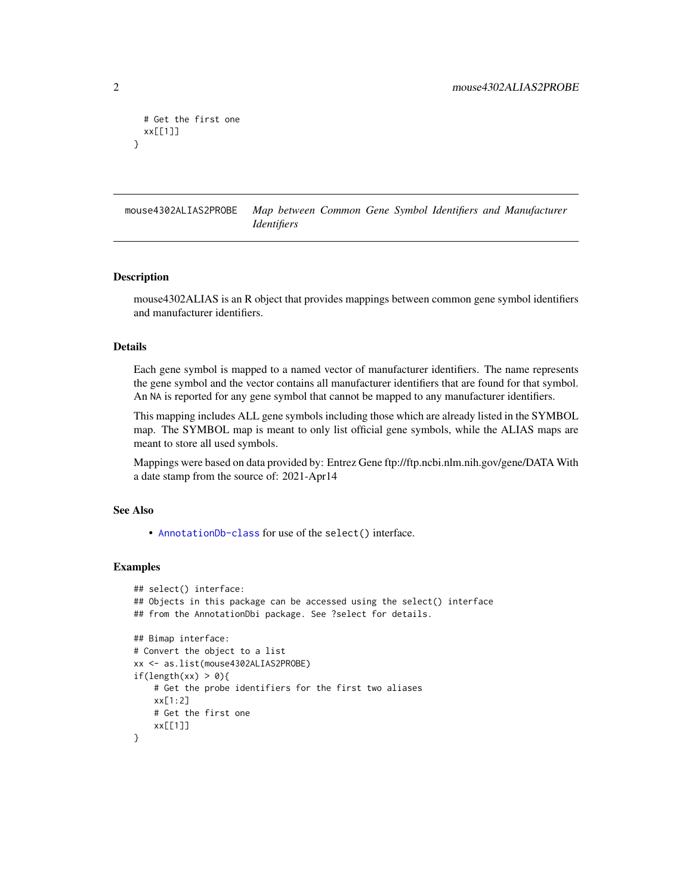```
  # Get the first one
  xx[[1]]
}
```

## mouse4302ALIAS2PROBE *Map between Common Gene Symbol Identifiers and Manufacturer Identifiers*

### Description

mouse4302ALIAS is an R object that provides mappings between common gene symbol identifiers and manufacturer identifiers.

### Details

Each gene symbol is mapped to a named vector of manufacturer identifiers. The name represents the gene symbol and the vector contains all manufacturer identifiers that are found for that symbol. An NA is reported for any gene symbol that cannot be mapped to any manufacturer identifiers.

This mapping includes ALL gene symbols including those which are already listed in the SYMBOL map. The SYMBOL map is meant to only list official gene symbols, while the ALIAS maps are meant to store all used symbols.

Mappings were based on data provided by: Entrez Gene ftp://ftp.ncbi.nlm.nih.gov/gene/DATA With a date stamp from the source of: 2021-Apr14

### See Also

- AnnotationDb-class for use of the select() interface.

### Examples

```
## select() interface:
## Objects in this package can be accessed using the select() interface
## from the AnnotationDbi package. See ?select for details.

## Bimap interface:
# Convert the object to a list
xx <- as.list(mouse4302ALIAS2PROBE)
if(length(xx) > 0){
    # Get the probe identifiers for the first two aliases
    xx[1:2]
    # Get the first one
    xx[[1]]
}
```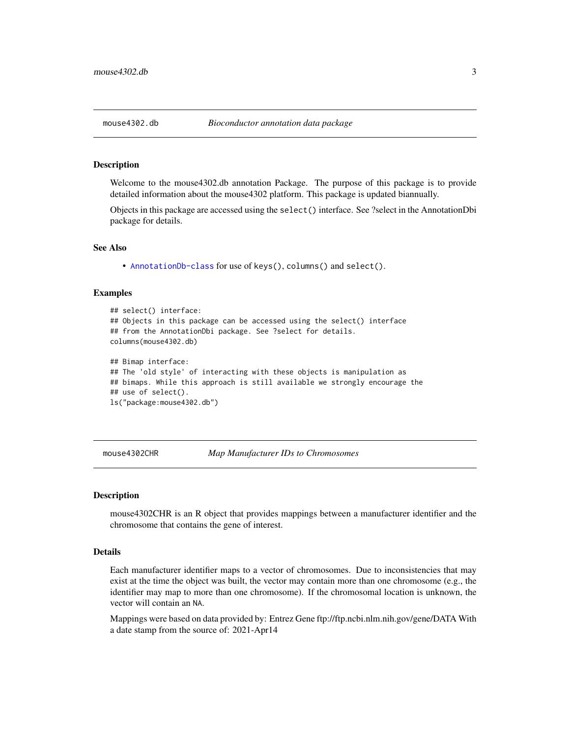## mouse4302.db *Bioconductor annotation data package*

### Description

Welcome to the mouse4302.db annotation Package. The purpose of this package is to provide detailed information about the mouse4302 platform. This package is updated biannually.

Objects in this package are accessed using the `select()` interface. See ?select in the AnnotationDbi package for details.

### See Also

- `AnnotationDb-class` for use of `keys()`, `columns()` and `select()`.

### Examples

```
## select() interface:
## Objects in this package can be accessed using the select() interface
## from the AnnotationDbi package. See ?select for details.
columns(mouse4302.db)

## Bimap interface:
## The 'old style' of interacting with these objects is manipulation as
## bimaps. While this approach is still available we strongly encourage the
## use of select().
ls("package:mouse4302.db")
```

## mouse4302CHR *Map Manufacturer IDs to Chromosomes*

### Description

mouse4302CHR is an R object that provides mappings between a manufacturer identifier and the chromosome that contains the gene of interest.

### Details

Each manufacturer identifier maps to a vector of chromosomes. Due to inconsistencies that may exist at the time the object was built, the vector may contain more than one chromosome (e.g., the identifier may map to more than one chromosome). If the chromosomal location is unknown, the vector will contain an `NA`.

Mappings were based on data provided by: Entrez Gene ftp://ftp.ncbi.nlm.nih.gov/gene/DATA With a date stamp from the source of: 2021-Apr14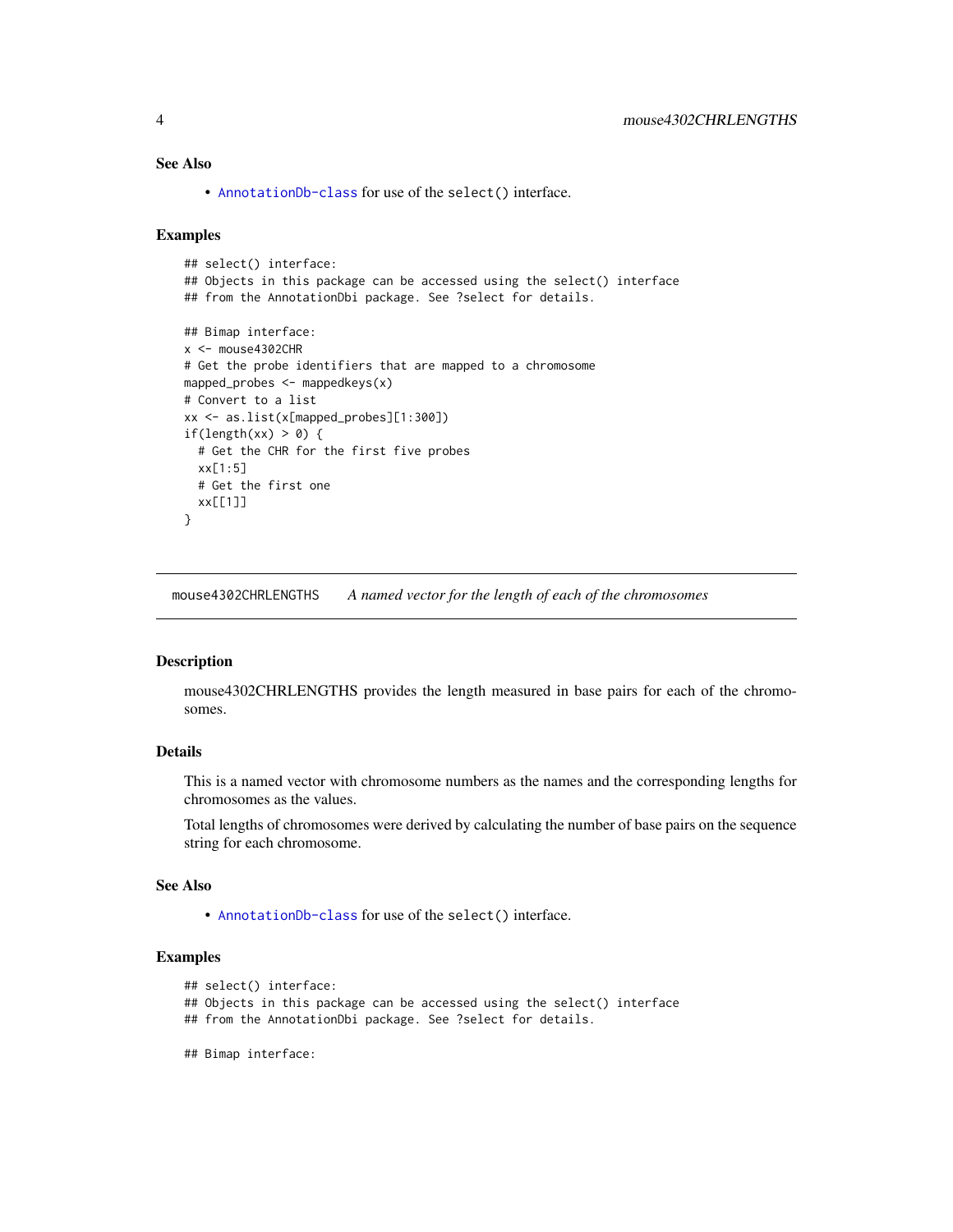### See Also

- AnnotationDb-class for use of the select() interface.

### Examples

```
## select() interface:
## Objects in this package can be accessed using the select() interface
## from the AnnotationDbi package. See ?select for details.

## Bimap interface:
x <- mouse4302CHR
# Get the probe identifiers that are mapped to a chromosome
mapped_probes <- mappedkeys(x)
# Convert to a list
xx <- as.list(x[mapped_probes][1:300])
if(length(xx) > 0) {
  # Get the CHR for the first five probes
  xx[1:5]
  # Get the first one
  xx[[1]]
}
```

---

## mouse4302CHRLENGTHS    *A named vector for the length of each of the chromosomes*

---

### Description

mouse4302CHRLENGTHS provides the length measured in base pairs for each of the chromosomes.

### Details

This is a named vector with chromosome numbers as the names and the corresponding lengths for chromosomes as the values.

Total lengths of chromosomes were derived by calculating the number of base pairs on the sequence string for each chromosome.

### See Also

- AnnotationDb-class for use of the select() interface.

### Examples

```
## select() interface:
## Objects in this package can be accessed using the select() interface
## from the AnnotationDbi package. See ?select for details.

## Bimap interface:
```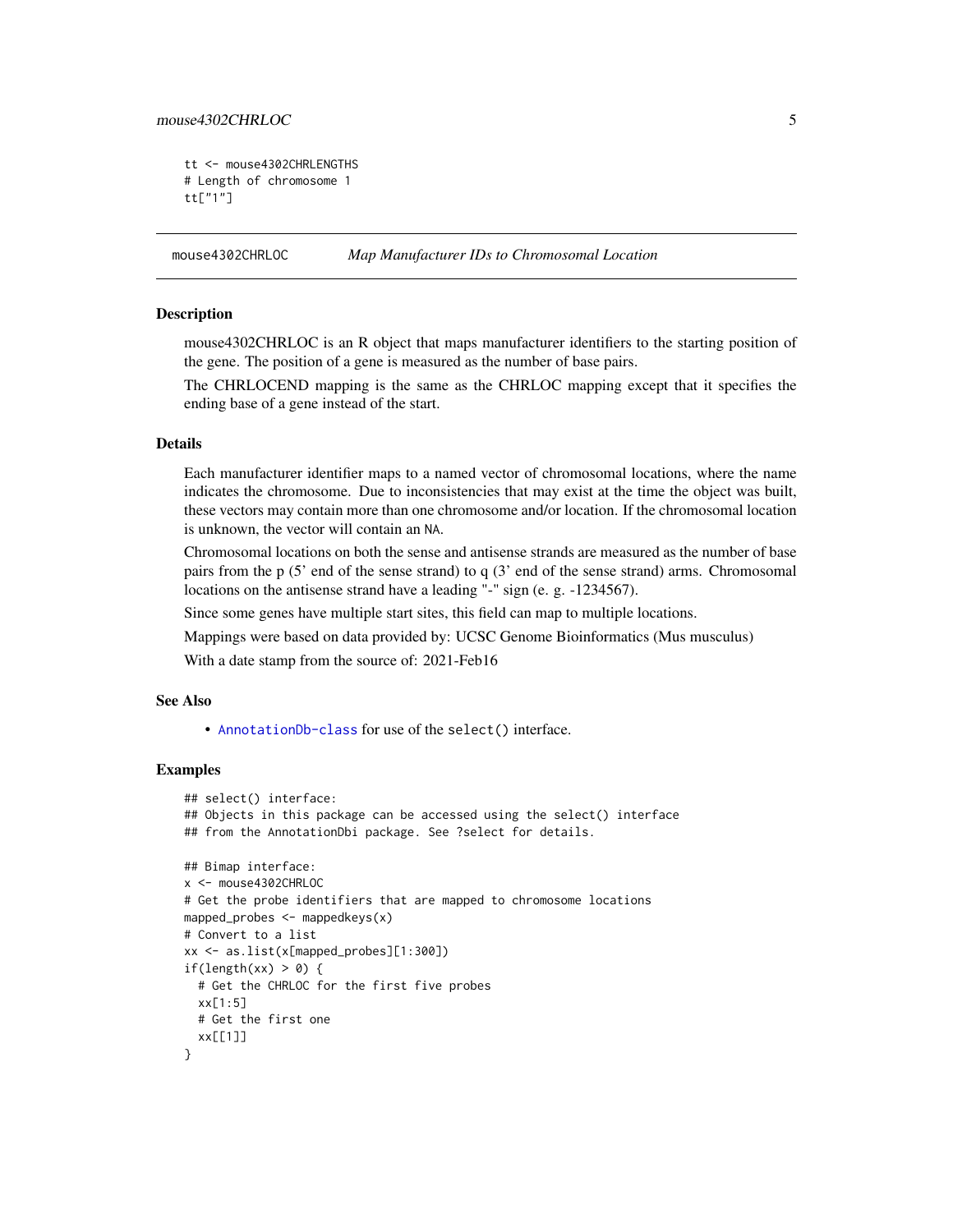```
tt <- mouse4302CHRLENGTHS
# Length of chromosome 1
tt["1"]
```

## mouse4302CHRLOC *Map Manufacturer IDs to Chromosomal Location*

### Description

mouse4302CHRLOC is an R object that maps manufacturer identifiers to the starting position of the gene. The position of a gene is measured as the number of base pairs.

The CHRLOCEND mapping is the same as the CHRLOC mapping except that it specifies the ending base of a gene instead of the start.

### Details

Each manufacturer identifier maps to a named vector of chromosomal locations, where the name indicates the chromosome. Due to inconsistencies that may exist at the time the object was built, these vectors may contain more than one chromosome and/or location. If the chromosomal location is unknown, the vector will contain an NA.

Chromosomal locations on both the sense and antisense strands are measured as the number of base pairs from the p (5' end of the sense strand) to q (3' end of the sense strand) arms. Chromosomal locations on the antisense strand have a leading "-" sign (e. g. -1234567).

Since some genes have multiple start sites, this field can map to multiple locations.

Mappings were based on data provided by: UCSC Genome Bioinformatics (Mus musculus)

With a date stamp from the source of: 2021-Feb16

### See Also

- AnnotationDb-class for use of the select() interface.

### Examples

```
## select() interface:
## Objects in this package can be accessed using the select() interface
## from the AnnotationDbi package. See ?select for details.

## Bimap interface:
x <- mouse4302CHRLOC
# Get the probe identifiers that are mapped to chromosome locations
mapped_probes <- mappedkeys(x)
# Convert to a list
xx <- as.list(x[mapped_probes][1:300])
if(length(xx) > 0) {
  # Get the CHRLOC for the first five probes
  xx[1:5]
  # Get the first one
  xx[[1]]
}
```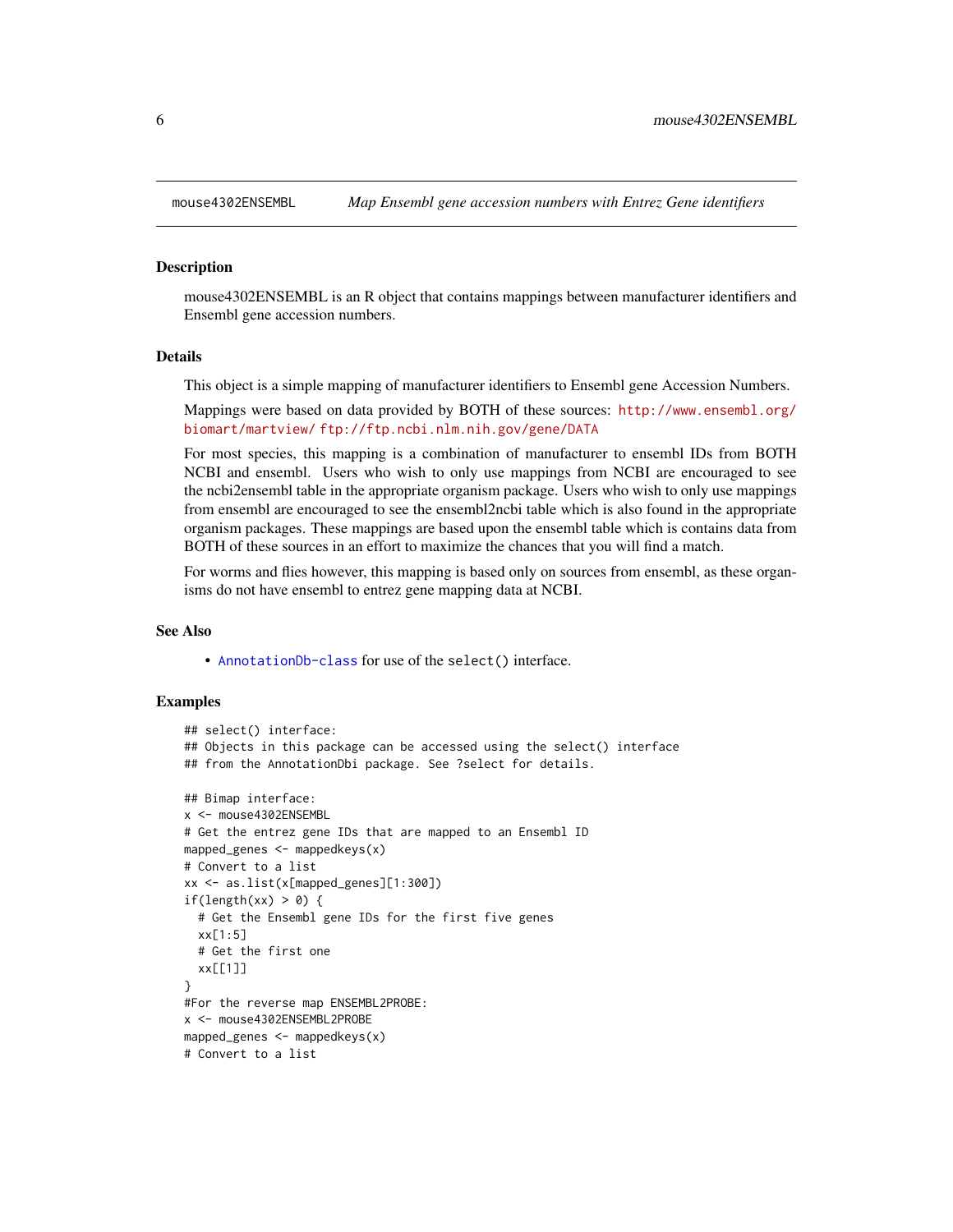# mouse4302ENSEMBL — *Map Ensembl gene accession numbers with Entrez Gene identifiers*

## Description

mouse4302ENSEMBL is an R object that contains mappings between manufacturer identifiers and Ensembl gene accession numbers.

## Details

This object is a simple mapping of manufacturer identifiers to Ensembl gene Accession Numbers.

Mappings were based on data provided by BOTH of these sources: http://www.ensembl.org/biomart/martview/ ftp://ftp.ncbi.nlm.nih.gov/gene/DATA

For most species, this mapping is a combination of manufacturer to ensembl IDs from BOTH NCBI and ensembl. Users who wish to only use mappings from NCBI are encouraged to see the ncbi2ensembl table in the appropriate organism package. Users who wish to only use mappings from ensembl are encouraged to see the ensembl2ncbi table which is also found in the appropriate organism packages. These mappings are based upon the ensembl table which is contains data from BOTH of these sources in an effort to maximize the chances that you will find a match.

For worms and flies however, this mapping is based only on sources from ensembl, as these organisms do not have ensembl to entrez gene mapping data at NCBI.

## See Also

- AnnotationDb-class for use of the `select()` interface.

## Examples

```
## select() interface:
## Objects in this package can be accessed using the select() interface
## from the AnnotationDbi package. See ?select for details.

## Bimap interface:
x <- mouse4302ENSEMBL
# Get the entrez gene IDs that are mapped to an Ensembl ID
mapped_genes <- mappedkeys(x)
# Convert to a list
xx <- as.list(x[mapped_genes][1:300])
if(length(xx) > 0) {
  # Get the Ensembl gene IDs for the first five genes
  xx[1:5]
  # Get the first one
  xx[[1]]
}
#For the reverse map ENSEMBL2PROBE:
x <- mouse4302ENSEMBL2PROBE
mapped_genes <- mappedkeys(x)
# Convert to a list
```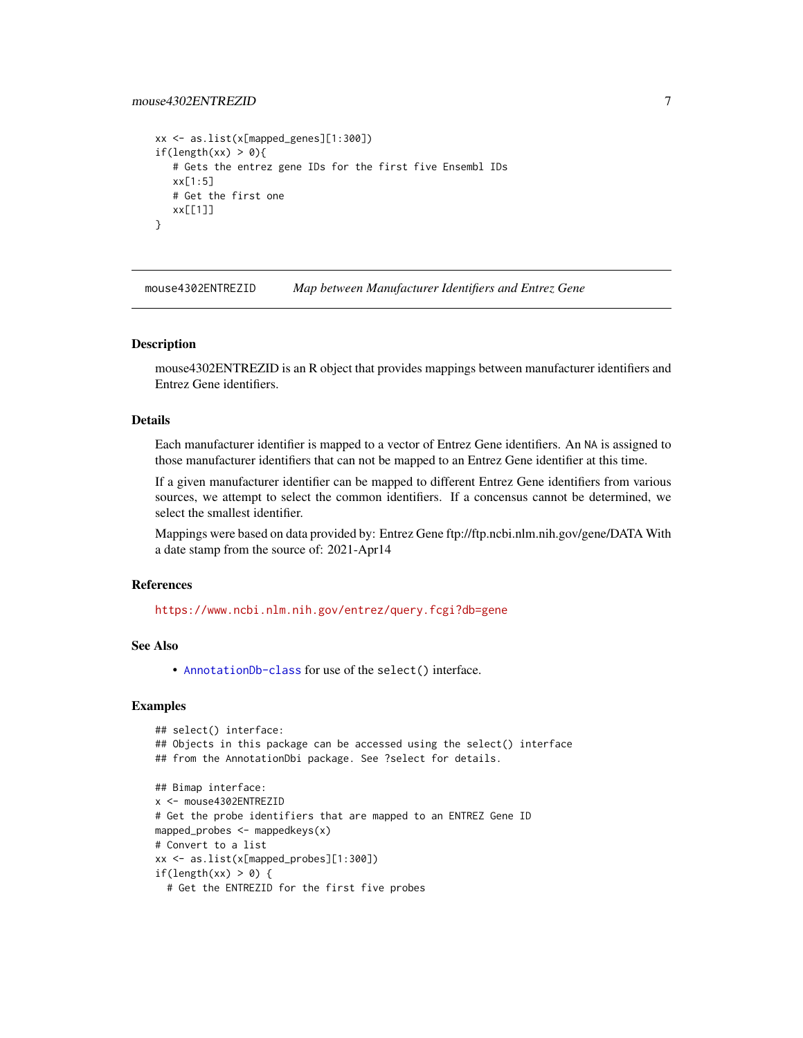```
xx <- as.list(x[mapped_genes][1:300])
if(length(xx) > 0){
   # Gets the entrez gene IDs for the first five Ensembl IDs
   xx[1:5]
   # Get the first one
   xx[[1]]
}
```

## mouse4302ENTREZID *Map between Manufacturer Identifiers and Entrez Gene*

### Description

mouse4302ENTREZID is an R object that provides mappings between manufacturer identifiers and Entrez Gene identifiers.

### Details

Each manufacturer identifier is mapped to a vector of Entrez Gene identifiers. An NA is assigned to those manufacturer identifiers that can not be mapped to an Entrez Gene identifier at this time.

If a given manufacturer identifier can be mapped to different Entrez Gene identifiers from various sources, we attempt to select the common identifiers. If a concensus cannot be determined, we select the smallest identifier.

Mappings were based on data provided by: Entrez Gene ftp://ftp.ncbi.nlm.nih.gov/gene/DATA With a date stamp from the source of: 2021-Apr14

### References

https://www.ncbi.nlm.nih.gov/entrez/query.fcgi?db=gene

### See Also

- AnnotationDb-class for use of the select() interface.

### Examples

```
## select() interface:
## Objects in this package can be accessed using the select() interface
## from the AnnotationDbi package. See ?select for details.

## Bimap interface:
x <- mouse4302ENTREZID
# Get the probe identifiers that are mapped to an ENTREZ Gene ID
mapped_probes <- mappedkeys(x)
# Convert to a list
xx <- as.list(x[mapped_probes][1:300])
if(length(xx) > 0) {
  # Get the ENTREZID for the first five probes
```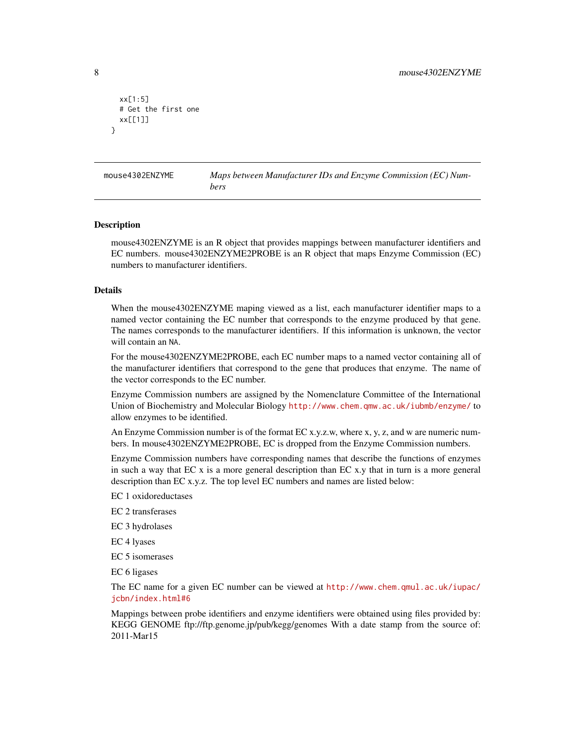```
  xx[1:5]
  # Get the first one
  xx[[1]]
}
```

## mouse4302ENZYME — *Maps between Manufacturer IDs and Enzyme Commission (EC) Numbers*

### Description

mouse4302ENZYME is an R object that provides mappings between manufacturer identifiers and EC numbers. mouse4302ENZYME2PROBE is an R object that maps Enzyme Commission (EC) numbers to manufacturer identifiers.

### Details

When the mouse4302ENZYME maping viewed as a list, each manufacturer identifier maps to a named vector containing the EC number that corresponds to the enzyme produced by that gene. The names corresponds to the manufacturer identifiers. If this information is unknown, the vector will contain an `NA`.

For the mouse4302ENZYME2PROBE, each EC number maps to a named vector containing all of the manufacturer identifiers that correspond to the gene that produces that enzyme. The name of the vector corresponds to the EC number.

Enzyme Commission numbers are assigned by the Nomenclature Committee of the International Union of Biochemistry and Molecular Biology http://www.chem.qmw.ac.uk/iubmb/enzyme/ to allow enzymes to be identified.

An Enzyme Commission number is of the format EC x.y.z.w, where x, y, z, and w are numeric numbers. In mouse4302ENZYME2PROBE, EC is dropped from the Enzyme Commission numbers.

Enzyme Commission numbers have corresponding names that describe the functions of enzymes in such a way that EC x is a more general description than EC x.y that in turn is a more general description than EC x.y.z. The top level EC numbers and names are listed below:

EC 1 oxidoreductases

EC 2 transferases

EC 3 hydrolases

EC 4 lyases

EC 5 isomerases

EC 6 ligases

The EC name for a given EC number can be viewed at http://www.chem.qmul.ac.uk/iupac/jcbn/index.html#6

Mappings between probe identifiers and enzyme identifiers were obtained using files provided by: KEGG GENOME ftp://ftp.genome.jp/pub/kegg/genomes With a date stamp from the source of: 2011-Mar15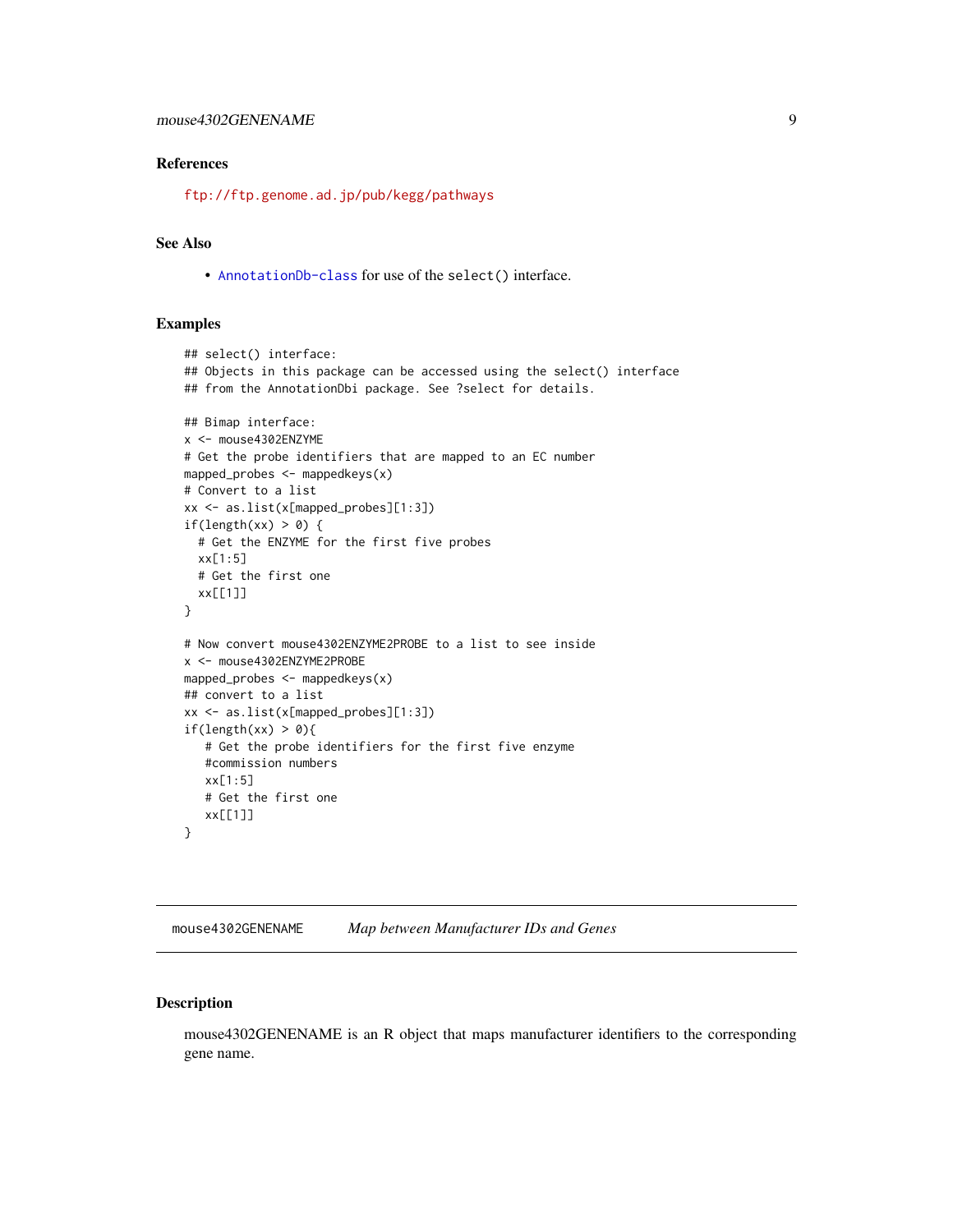### References

ftp://ftp.genome.ad.jp/pub/kegg/pathways

### See Also

- AnnotationDb-class for use of the select() interface.

### Examples

```
## select() interface:
## Objects in this package can be accessed using the select() interface
## from the AnnotationDbi package. See ?select for details.

## Bimap interface:
x <- mouse4302ENZYME
# Get the probe identifiers that are mapped to an EC number
mapped_probes <- mappedkeys(x)
# Convert to a list
xx <- as.list(x[mapped_probes][1:3])
if(length(xx) > 0) {
  # Get the ENZYME for the first five probes
  xx[1:5]
  # Get the first one
  xx[[1]]
}

# Now convert mouse4302ENZYME2PROBE to a list to see inside
x <- mouse4302ENZYME2PROBE
mapped_probes <- mappedkeys(x)
## convert to a list
xx <- as.list(x[mapped_probes][1:3])
if(length(xx) > 0){
   # Get the probe identifiers for the first five enzyme
   #commission numbers
   xx[1:5]
   # Get the first one
   xx[[1]]
}
```

---

## mouse4302GENENAME *Map between Manufacturer IDs and Genes*

### Description

mouse4302GENENAME is an R object that maps manufacturer identifiers to the corresponding gene name.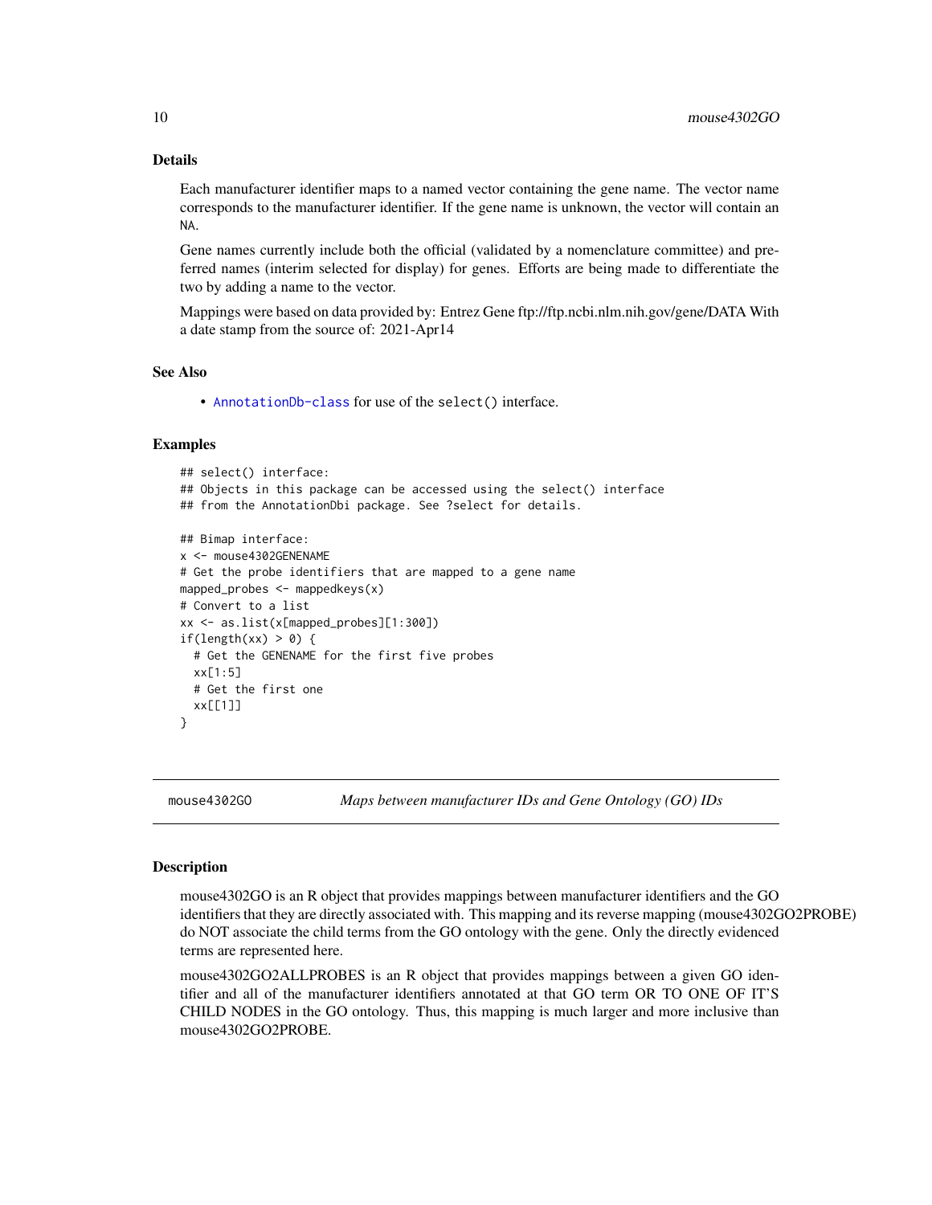## Details

Each manufacturer identifier maps to a named vector containing the gene name. The vector name corresponds to the manufacturer identifier. If the gene name is unknown, the vector will contain an NA.

Gene names currently include both the official (validated by a nomenclature committee) and preferred names (interim selected for display) for genes. Efforts are being made to differentiate the two by adding a name to the vector.

Mappings were based on data provided by: Entrez Gene ftp://ftp.ncbi.nlm.nih.gov/gene/DATA With a date stamp from the source of: 2021-Apr14

## See Also

- AnnotationDb-class for use of the select() interface.

## Examples

```
## select() interface:
## Objects in this package can be accessed using the select() interface
## from the AnnotationDbi package. See ?select for details.

## Bimap interface:
x <- mouse4302GENENAME
# Get the probe identifiers that are mapped to a gene name
mapped_probes <- mappedkeys(x)
# Convert to a list
xx <- as.list(x[mapped_probes][1:300])
if(length(xx) > 0) {
  # Get the GENENAME for the first five probes
  xx[1:5]
  # Get the first one
  xx[[1]]
}
```

---

# mouse4302GO — *Maps between manufacturer IDs and Gene Ontology (GO) IDs*

## Description

mouse4302GO is an R object that provides mappings between manufacturer identifiers and the GO identifiers that they are directly associated with. This mapping and its reverse mapping (mouse4302GO2PROBE) do NOT associate the child terms from the GO ontology with the gene. Only the directly evidenced terms are represented here.

mouse4302GO2ALLPROBES is an R object that provides mappings between a given GO identifier and all of the manufacturer identifiers annotated at that GO term OR TO ONE OF IT'S CHILD NODES in the GO ontology. Thus, this mapping is much larger and more inclusive than mouse4302GO2PROBE.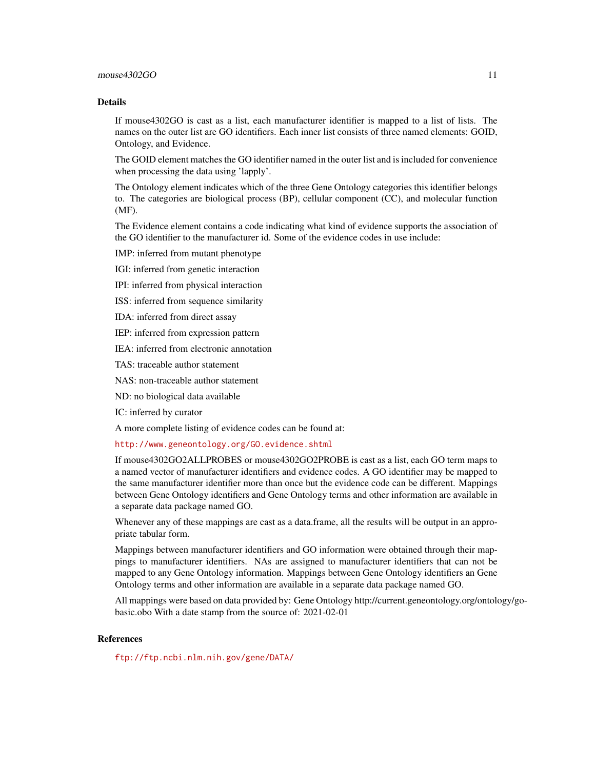## Details

If mouse4302GO is cast as a list, each manufacturer identifier is mapped to a list of lists. The names on the outer list are GO identifiers. Each inner list consists of three named elements: GOID, Ontology, and Evidence.

The GOID element matches the GO identifier named in the outer list and is included for convenience when processing the data using 'lapply'.

The Ontology element indicates which of the three Gene Ontology categories this identifier belongs to. The categories are biological process (BP), cellular component (CC), and molecular function (MF).

The Evidence element contains a code indicating what kind of evidence supports the association of the GO identifier to the manufacturer id. Some of the evidence codes in use include:

IMP: inferred from mutant phenotype

IGI: inferred from genetic interaction

IPI: inferred from physical interaction

ISS: inferred from sequence similarity

IDA: inferred from direct assay

IEP: inferred from expression pattern

IEA: inferred from electronic annotation

TAS: traceable author statement

NAS: non-traceable author statement

ND: no biological data available

IC: inferred by curator

A more complete listing of evidence codes can be found at:

http://www.geneontology.org/GO.evidence.shtml

If mouse4302GO2ALLPROBES or mouse4302GO2PROBE is cast as a list, each GO term maps to a named vector of manufacturer identifiers and evidence codes. A GO identifier may be mapped to the same manufacturer identifier more than once but the evidence code can be different. Mappings between Gene Ontology identifiers and Gene Ontology terms and other information are available in a separate data package named GO.

Whenever any of these mappings are cast as a data.frame, all the results will be output in an appropriate tabular form.

Mappings between manufacturer identifiers and GO information were obtained through their mappings to manufacturer identifiers. NAs are assigned to manufacturer identifiers that can not be mapped to any Gene Ontology information. Mappings between Gene Ontology identifiers an Gene Ontology terms and other information are available in a separate data package named GO.

All mappings were based on data provided by: Gene Ontology http://current.geneontology.org/ontology/go-basic.obo With a date stamp from the source of: 2021-02-01

## References

ftp://ftp.ncbi.nlm.nih.gov/gene/DATA/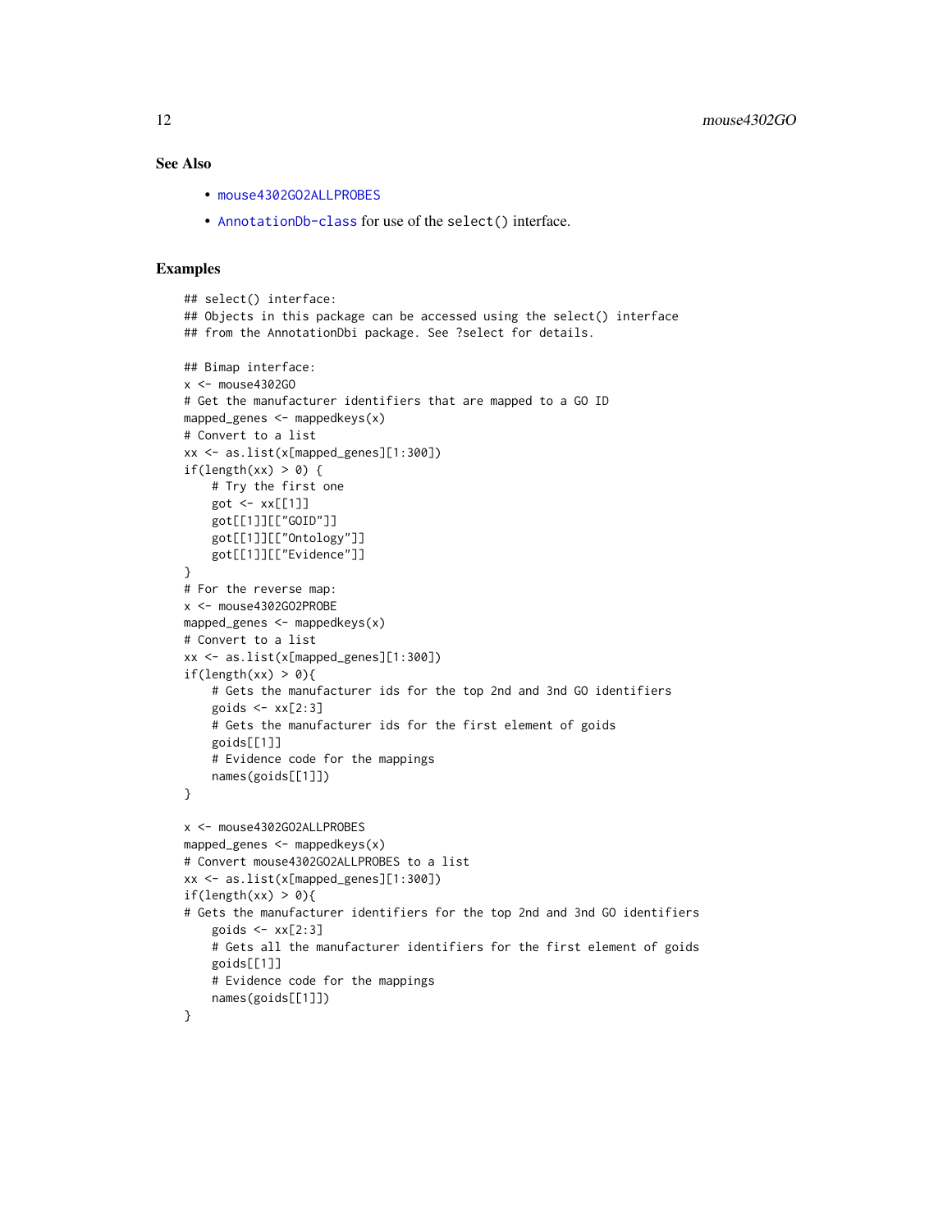## See Also

- mouse4302GO2ALLPROBES
- AnnotationDb-class for use of the select() interface.

## Examples

```
## select() interface:
## Objects in this package can be accessed using the select() interface
## from the AnnotationDbi package. See ?select for details.

## Bimap interface:
x <- mouse4302GO
# Get the manufacturer identifiers that are mapped to a GO ID
mapped_genes <- mappedkeys(x)
# Convert to a list
xx <- as.list(x[mapped_genes][1:300])
if(length(xx) > 0) {
    # Try the first one
    got <- xx[[1]]
    got[[1]][["GOID"]]
    got[[1]][["Ontology"]]
    got[[1]][["Evidence"]]
}
# For the reverse map:
x <- mouse4302GO2PROBE
mapped_genes <- mappedkeys(x)
# Convert to a list
xx <- as.list(x[mapped_genes][1:300])
if(length(xx) > 0){
    # Gets the manufacturer ids for the top 2nd and 3nd GO identifiers
    goids <- xx[2:3]
    # Gets the manufacturer ids for the first element of goids
    goids[[1]]
    # Evidence code for the mappings
    names(goids[[1]])
}

x <- mouse4302GO2ALLPROBES
mapped_genes <- mappedkeys(x)
# Convert mouse4302GO2ALLPROBES to a list
xx <- as.list(x[mapped_genes][1:300])
if(length(xx) > 0){
# Gets the manufacturer identifiers for the top 2nd and 3nd GO identifiers
    goids <- xx[2:3]
    # Gets all the manufacturer identifiers for the first element of goids
    goids[[1]]
    # Evidence code for the mappings
    names(goids[[1]])
}
```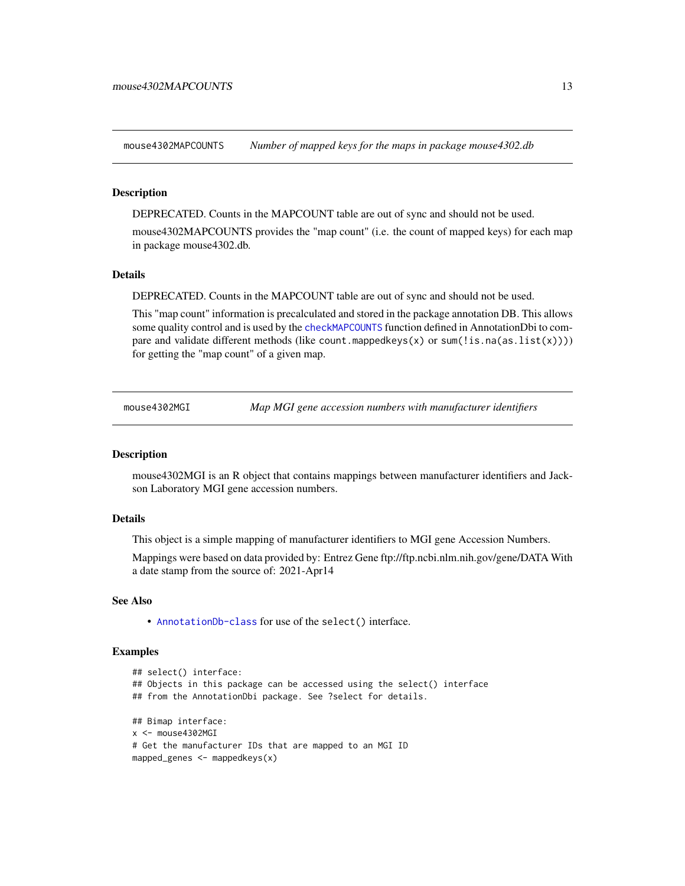## mouse4302MAPCOUNTS — *Number of mapped keys for the maps in package mouse4302.db*

### Description

DEPRECATED. Counts in the MAPCOUNT table are out of sync and should not be used.

mouse4302MAPCOUNTS provides the "map count" (i.e. the count of mapped keys) for each map in package mouse4302.db.

### Details

DEPRECATED. Counts in the MAPCOUNT table are out of sync and should not be used.

This "map count" information is precalculated and stored in the package annotation DB. This allows some quality control and is used by the `checkMAPCOUNTS` function defined in AnnotationDbi to compare and validate different methods (like `count.mappedkeys(x)` or `sum(!is.na(as.list(x)))`) for getting the "map count" of a given map.

## mouse4302MGI — *Map MGI gene accession numbers with manufacturer identifiers*

### Description

mouse4302MGI is an R object that contains mappings between manufacturer identifiers and Jackson Laboratory MGI gene accession numbers.

### Details

This object is a simple mapping of manufacturer identifiers to MGI gene Accession Numbers.

Mappings were based on data provided by: Entrez Gene ftp://ftp.ncbi.nlm.nih.gov/gene/DATA With a date stamp from the source of: 2021-Apr14

### See Also

- `AnnotationDb-class` for use of the `select()` interface.

### Examples

```
## select() interface:
## Objects in this package can be accessed using the select() interface
## from the AnnotationDbi package. See ?select for details.

## Bimap interface:
x <- mouse4302MGI
# Get the manufacturer IDs that are mapped to an MGI ID
mapped_genes <- mappedkeys(x)
```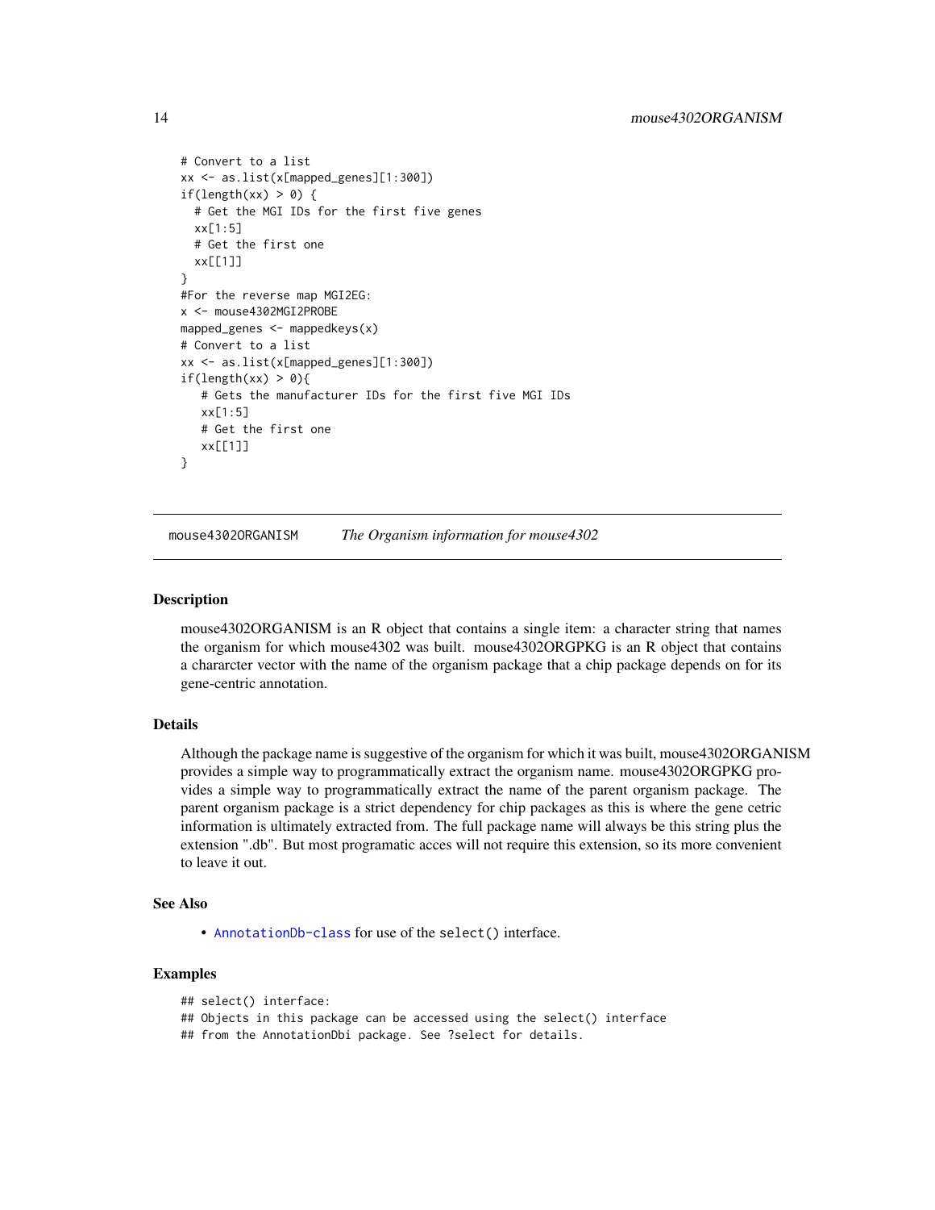```
# Convert to a list
xx <- as.list(x[mapped_genes][1:300])
if(length(xx) > 0) {
  # Get the MGI IDs for the first five genes
  xx[1:5]
  # Get the first one
  xx[[1]]
}
#For the reverse map MGI2EG:
x <- mouse4302MGI2PROBE
mapped_genes <- mappedkeys(x)
# Convert to a list
xx <- as.list(x[mapped_genes][1:300])
if(length(xx) > 0){
   # Gets the manufacturer IDs for the first five MGI IDs
   xx[1:5]
   # Get the first one
   xx[[1]]
}
```

---

## mouse4302ORGANISM *The Organism information for mouse4302*

---

### Description

mouse4302ORGANISM is an R object that contains a single item: a character string that names the organism for which mouse4302 was built. mouse4302ORGPKG is an R object that contains a chararcter vector with the name of the organism package that a chip package depends on for its gene-centric annotation.

### Details

Although the package name is suggestive of the organism for which it was built, mouse4302ORGANISM provides a simple way to programmatically extract the organism name. mouse4302ORGPKG provides a simple way to programmatically extract the name of the parent organism package. The parent organism package is a strict dependency for chip packages as this is where the gene cetric information is ultimately extracted from. The full package name will always be this string plus the extension ".db". But most programatic acces will not require this extension, so its more convenient to leave it out.

### See Also

- `AnnotationDb-class` for use of the `select()` interface.

### Examples

```
## select() interface:
## Objects in this package can be accessed using the select() interface
## from the AnnotationDbi package. See ?select for details.
```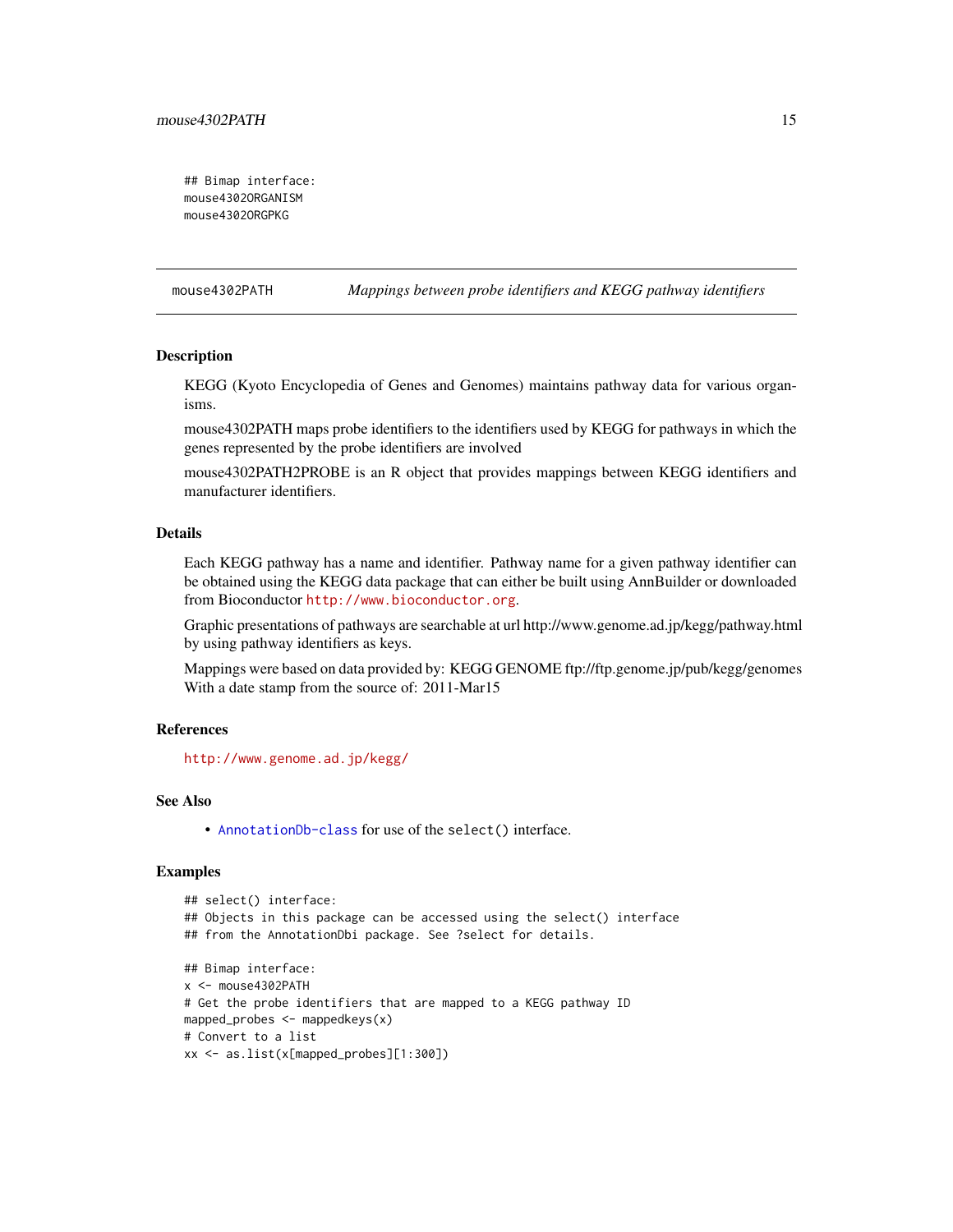```
## Bimap interface:
mouse4302ORGANISM
mouse4302ORGPKG
```

## mouse4302PATH — *Mappings between probe identifiers and KEGG pathway identifiers*

### Description

KEGG (Kyoto Encyclopedia of Genes and Genomes) maintains pathway data for various organisms.

mouse4302PATH maps probe identifiers to the identifiers used by KEGG for pathways in which the genes represented by the probe identifiers are involved

mouse4302PATH2PROBE is an R object that provides mappings between KEGG identifiers and manufacturer identifiers.

### Details

Each KEGG pathway has a name and identifier. Pathway name for a given pathway identifier can be obtained using the KEGG data package that can either be built using AnnBuilder or downloaded from Bioconductor http://www.bioconductor.org.

Graphic presentations of pathways are searchable at url http://www.genome.ad.jp/kegg/pathway.html by using pathway identifiers as keys.

Mappings were based on data provided by: KEGG GENOME ftp://ftp.genome.jp/pub/kegg/genomes With a date stamp from the source of: 2011-Mar15

### References

http://www.genome.ad.jp/kegg/

### See Also

- AnnotationDb-class for use of the `select()` interface.

### Examples

```
## select() interface:
## Objects in this package can be accessed using the select() interface
## from the AnnotationDbi package. See ?select for details.

## Bimap interface:
x <- mouse4302PATH
# Get the probe identifiers that are mapped to a KEGG pathway ID
mapped_probes <- mappedkeys(x)
# Convert to a list
xx <- as.list(x[mapped_probes][1:300])
```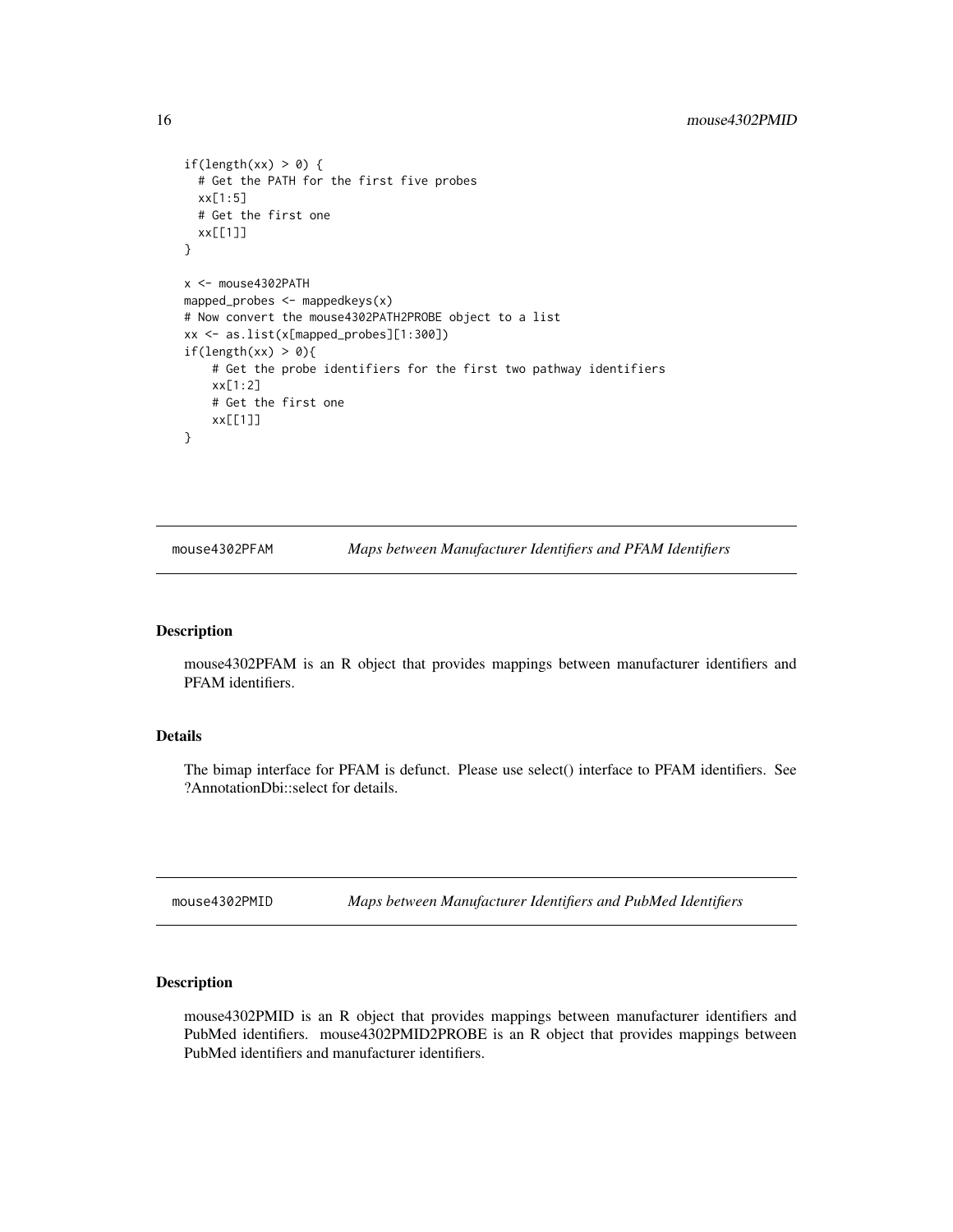```
if(length(xx) > 0) {
  # Get the PATH for the first five probes
  xx[1:5]
  # Get the first one
  xx[[1]]
}

x <- mouse4302PATH
mapped_probes <- mappedkeys(x)
# Now convert the mouse4302PATH2PROBE object to a list
xx <- as.list(x[mapped_probes][1:300])
if(length(xx) > 0){
    # Get the probe identifiers for the first two pathway identifiers
    xx[1:2]
    # Get the first one
    xx[[1]]
}
```

---

## mouse4302PFAM — *Maps between Manufacturer Identifiers and PFAM Identifiers*

---

### Description

mouse4302PFAM is an R object that provides mappings between manufacturer identifiers and PFAM identifiers.

### Details

The bimap interface for PFAM is defunct. Please use select() interface to PFAM identifiers. See ?AnnotationDbi::select for details.

---

## mouse4302PMID — *Maps between Manufacturer Identifiers and PubMed Identifiers*

---

### Description

mouse4302PMID is an R object that provides mappings between manufacturer identifiers and PubMed identifiers. mouse4302PMID2PROBE is an R object that provides mappings between PubMed identifiers and manufacturer identifiers.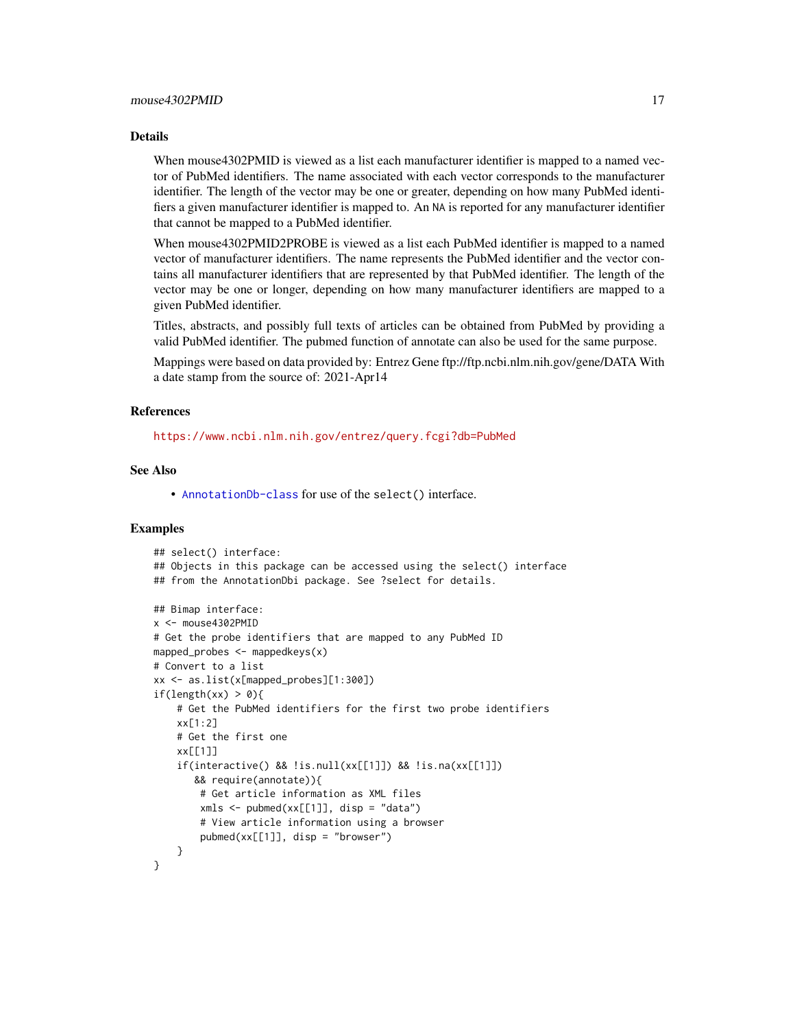## Details

When mouse4302PMID is viewed as a list each manufacturer identifier is mapped to a named vector of PubMed identifiers. The name associated with each vector corresponds to the manufacturer identifier. The length of the vector may be one or greater, depending on how many PubMed identifiers a given manufacturer identifier is mapped to. An NA is reported for any manufacturer identifier that cannot be mapped to a PubMed identifier.

When mouse4302PMID2PROBE is viewed as a list each PubMed identifier is mapped to a named vector of manufacturer identifiers. The name represents the PubMed identifier and the vector contains all manufacturer identifiers that are represented by that PubMed identifier. The length of the vector may be one or longer, depending on how many manufacturer identifiers are mapped to a given PubMed identifier.

Titles, abstracts, and possibly full texts of articles can be obtained from PubMed by providing a valid PubMed identifier. The pubmed function of annotate can also be used for the same purpose.

Mappings were based on data provided by: Entrez Gene ftp://ftp.ncbi.nlm.nih.gov/gene/DATA With a date stamp from the source of: 2021-Apr14

## References

https://www.ncbi.nlm.nih.gov/entrez/query.fcgi?db=PubMed

## See Also

- AnnotationDb-class for use of the select() interface.

## Examples

```
## select() interface:
## Objects in this package can be accessed using the select() interface
## from the AnnotationDbi package. See ?select for details.

## Bimap interface:
x <- mouse4302PMID
# Get the probe identifiers that are mapped to any PubMed ID
mapped_probes <- mappedkeys(x)
# Convert to a list
xx <- as.list(x[mapped_probes][1:300])
if(length(xx) > 0){
    # Get the PubMed identifiers for the first two probe identifiers
    xx[1:2]
    # Get the first one
    xx[[1]]
    if(interactive() && !is.null(xx[[1]]) && !is.na(xx[[1]])
       && require(annotate)){
        # Get article information as XML files
        xmls <- pubmed(xx[[1]], disp = "data")
        # View article information using a browser
        pubmed(xx[[1]], disp = "browser")
    }
}
```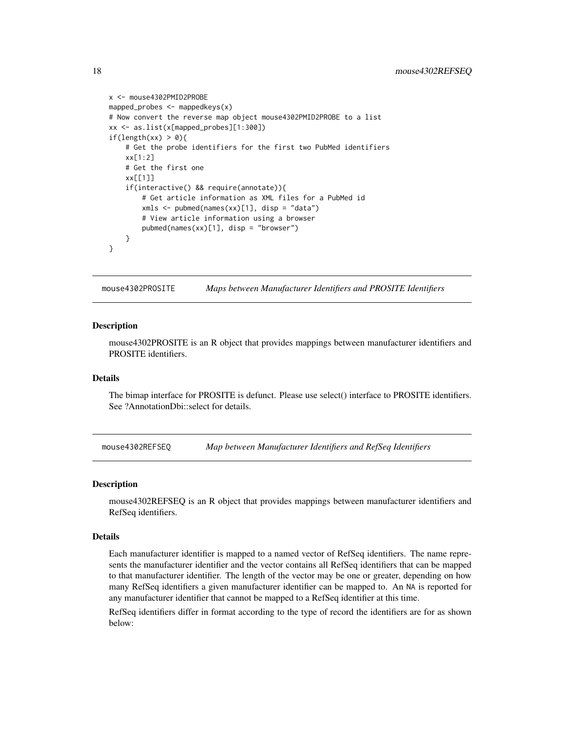```
x <- mouse4302PMID2PROBE
mapped_probes <- mappedkeys(x)
# Now convert the reverse map object mouse4302PMID2PROBE to a list
xx <- as.list(x[mapped_probes][1:300])
if(length(xx) > 0){
    # Get the probe identifiers for the first two PubMed identifiers
    xx[1:2]
    # Get the first one
    xx[[1]]
    if(interactive() && require(annotate)){
        # Get article information as XML files for a PubMed id
        xmls <- pubmed(names(xx)[1], disp = "data")
        # View article information using a browser
        pubmed(names(xx)[1], disp = "browser")
    }
}
```

## mouse4302PROSITE *Maps between Manufacturer Identifiers and PROSITE Identifiers*

### Description

mouse4302PROSITE is an R object that provides mappings between manufacturer identifiers and PROSITE identifiers.

### Details

The bimap interface for PROSITE is defunct. Please use select() interface to PROSITE identifiers. See ?AnnotationDbi::select for details.

## mouse4302REFSEQ *Map between Manufacturer Identifiers and RefSeq Identifiers*

### Description

mouse4302REFSEQ is an R object that provides mappings between manufacturer identifiers and RefSeq identifiers.

### Details

Each manufacturer identifier is mapped to a named vector of RefSeq identifiers. The name represents the manufacturer identifier and the vector contains all RefSeq identifiers that can be mapped to that manufacturer identifier. The length of the vector may be one or greater, depending on how many RefSeq identifiers a given manufacturer identifier can be mapped to. An `NA` is reported for any manufacturer identifier that cannot be mapped to a RefSeq identifier at this time.

RefSeq identifiers differ in format according to the type of record the identifiers are for as shown below: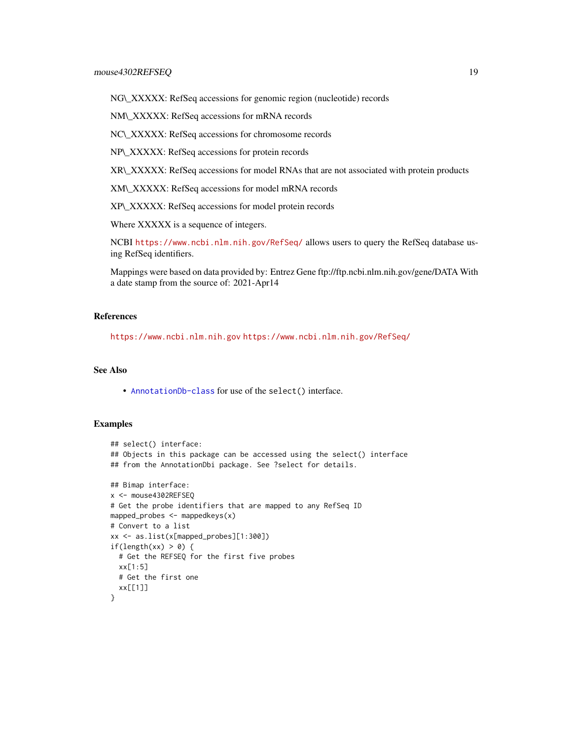NG\_XXXXX: RefSeq accessions for genomic region (nucleotide) records

NM\_XXXXX: RefSeq accessions for mRNA records

NC\_XXXXX: RefSeq accessions for chromosome records

NP\_XXXXX: RefSeq accessions for protein records

XR\_XXXXX: RefSeq accessions for model RNAs that are not associated with protein products

XM\_XXXXX: RefSeq accessions for model mRNA records

XP\_XXXXX: RefSeq accessions for model protein records

Where XXXXX is a sequence of integers.

NCBI https://www.ncbi.nlm.nih.gov/RefSeq/ allows users to query the RefSeq database using RefSeq identifiers.

Mappings were based on data provided by: Entrez Gene ftp://ftp.ncbi.nlm.nih.gov/gene/DATA With a date stamp from the source of: 2021-Apr14

## References

https://www.ncbi.nlm.nih.gov https://www.ncbi.nlm.nih.gov/RefSeq/

## See Also

- AnnotationDb-class for use of the `select()` interface.

## Examples

```
## select() interface:
## Objects in this package can be accessed using the select() interface
## from the AnnotationDbi package. See ?select for details.

## Bimap interface:
x <- mouse4302REFSEQ
# Get the probe identifiers that are mapped to any RefSeq ID
mapped_probes <- mappedkeys(x)
# Convert to a list
xx <- as.list(x[mapped_probes][1:300])
if(length(xx) > 0) {
  # Get the REFSEQ for the first five probes
  xx[1:5]
  # Get the first one
  xx[[1]]
}
```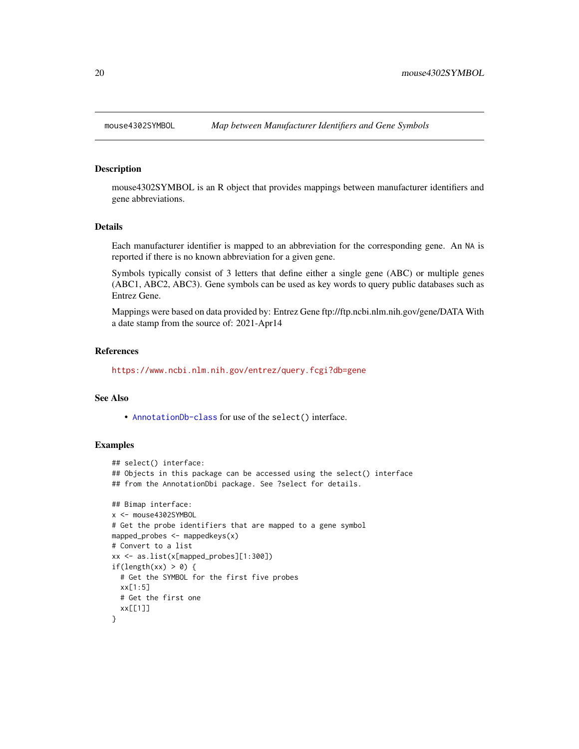# mouse4302SYMBOL — *Map between Manufacturer Identifiers and Gene Symbols*

## Description

mouse4302SYMBOL is an R object that provides mappings between manufacturer identifiers and gene abbreviations.

## Details

Each manufacturer identifier is mapped to an abbreviation for the corresponding gene. An NA is reported if there is no known abbreviation for a given gene.

Symbols typically consist of 3 letters that define either a single gene (ABC) or multiple genes (ABC1, ABC2, ABC3). Gene symbols can be used as key words to query public databases such as Entrez Gene.

Mappings were based on data provided by: Entrez Gene ftp://ftp.ncbi.nlm.nih.gov/gene/DATA With a date stamp from the source of: 2021-Apr14

## References

https://www.ncbi.nlm.nih.gov/entrez/query.fcgi?db=gene

## See Also

- AnnotationDb-class for use of the select() interface.

## Examples

```
## select() interface:
## Objects in this package can be accessed using the select() interface
## from the AnnotationDbi package. See ?select for details.

## Bimap interface:
x <- mouse4302SYMBOL
# Get the probe identifiers that are mapped to a gene symbol
mapped_probes <- mappedkeys(x)
# Convert to a list
xx <- as.list(x[mapped_probes][1:300])
if(length(xx) > 0) {
  # Get the SYMBOL for the first five probes
  xx[1:5]
  # Get the first one
  xx[[1]]
}
```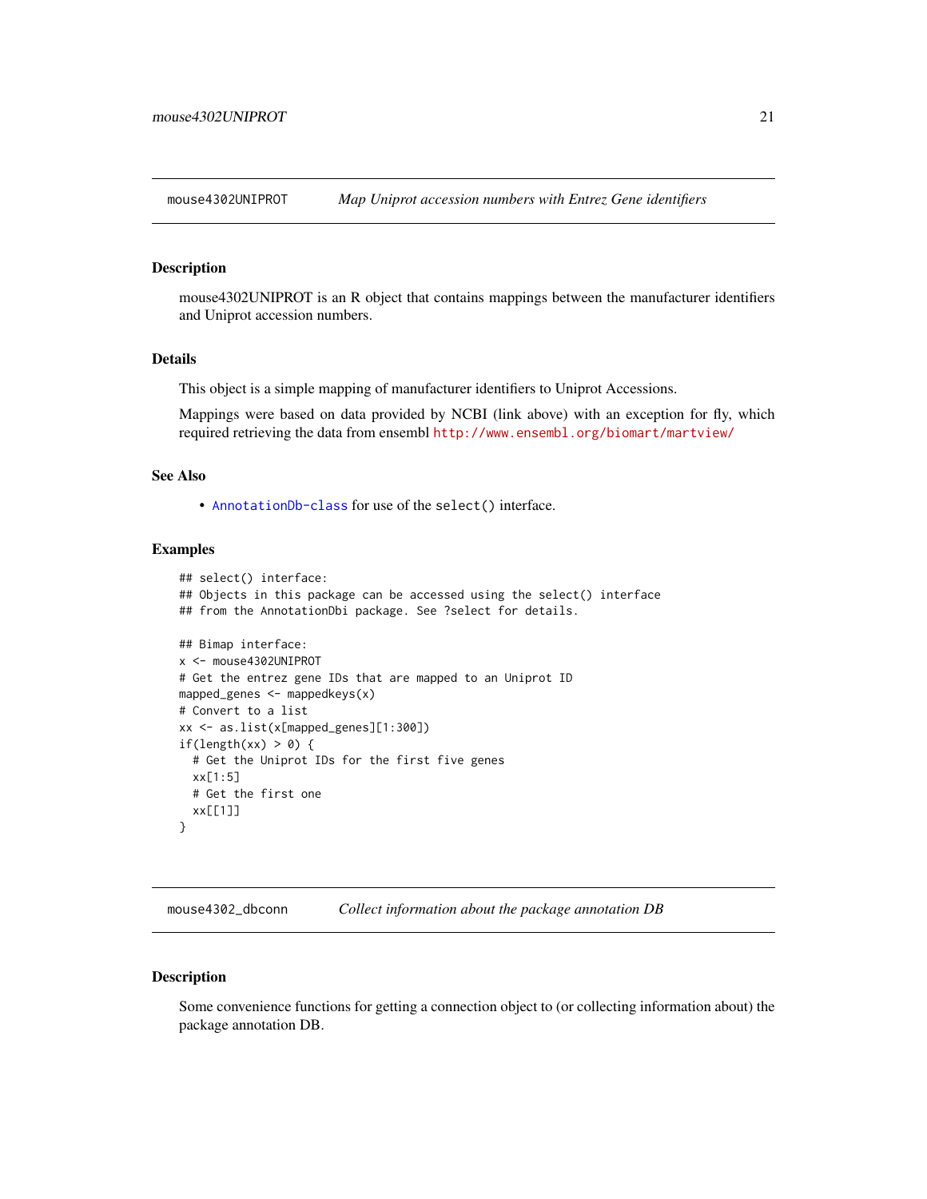## mouse4302UNIPROT — *Map Uniprot accession numbers with Entrez Gene identifiers*

### Description

mouse4302UNIPROT is an R object that contains mappings between the manufacturer identifiers and Uniprot accession numbers.

### Details

This object is a simple mapping of manufacturer identifiers to Uniprot Accessions.

Mappings were based on data provided by NCBI (link above) with an exception for fly, which required retrieving the data from ensembl http://www.ensembl.org/biomart/martview/

### See Also

- AnnotationDb-class for use of the `select()` interface.

### Examples

```
## select() interface:
## Objects in this package can be accessed using the select() interface
## from the AnnotationDbi package. See ?select for details.

## Bimap interface:
x <- mouse4302UNIPROT
# Get the entrez gene IDs that are mapped to an Uniprot ID
mapped_genes <- mappedkeys(x)
# Convert to a list
xx <- as.list(x[mapped_genes][1:300])
if(length(xx) > 0) {
  # Get the Uniprot IDs for the first five genes
  xx[1:5]
  # Get the first one
  xx[[1]]
}
```

## mouse4302_dbconn — *Collect information about the package annotation DB*

### Description

Some convenience functions for getting a connection object to (or collecting information about) the package annotation DB.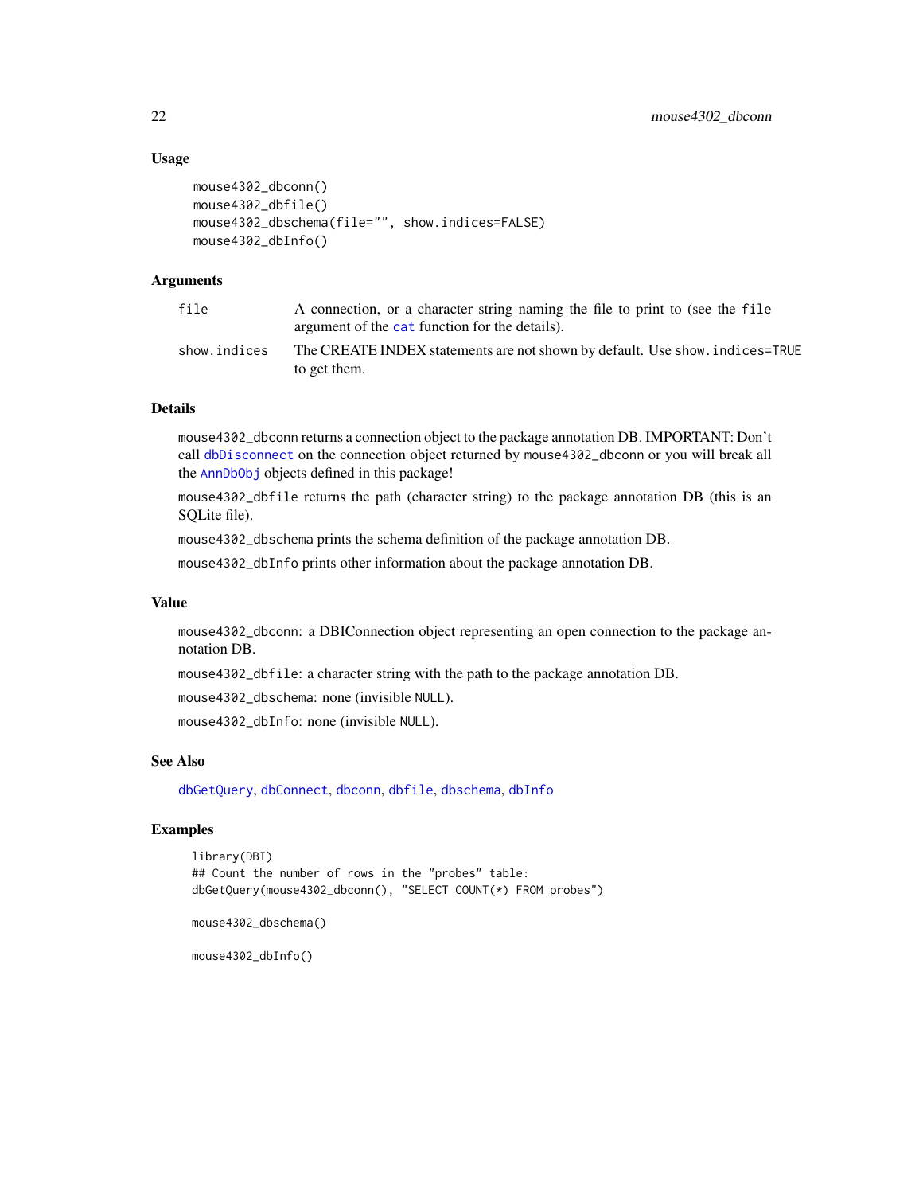## Usage

```
mouse4302_dbconn()
mouse4302_dbfile()
mouse4302_dbschema(file="", show.indices=FALSE)
mouse4302_dbInfo()
```

## Arguments

| | |
|---|---|
| file | A connection, or a character string naming the file to print to (see the file argument of the cat function for the details). |
| show.indices | The CREATE INDEX statements are not shown by default. Use show.indices=TRUE to get them. |

## Details

mouse4302_dbconn returns a connection object to the package annotation DB. IMPORTANT: Don't call dbDisconnect on the connection object returned by mouse4302_dbconn or you will break all the AnnDbObj objects defined in this package!

mouse4302_dbfile returns the path (character string) to the package annotation DB (this is an SQLite file).

mouse4302_dbschema prints the schema definition of the package annotation DB.

mouse4302_dbInfo prints other information about the package annotation DB.

## Value

mouse4302_dbconn: a DBIConnection object representing an open connection to the package annotation DB.

mouse4302_dbfile: a character string with the path to the package annotation DB.

mouse4302_dbschema: none (invisible NULL).

mouse4302_dbInfo: none (invisible NULL).

## See Also

dbGetQuery, dbConnect, dbconn, dbfile, dbschema, dbInfo

## Examples

```
library(DBI)
## Count the number of rows in the "probes" table:
dbGetQuery(mouse4302_dbconn(), "SELECT COUNT(*) FROM probes")

mouse4302_dbschema()

mouse4302_dbInfo()
```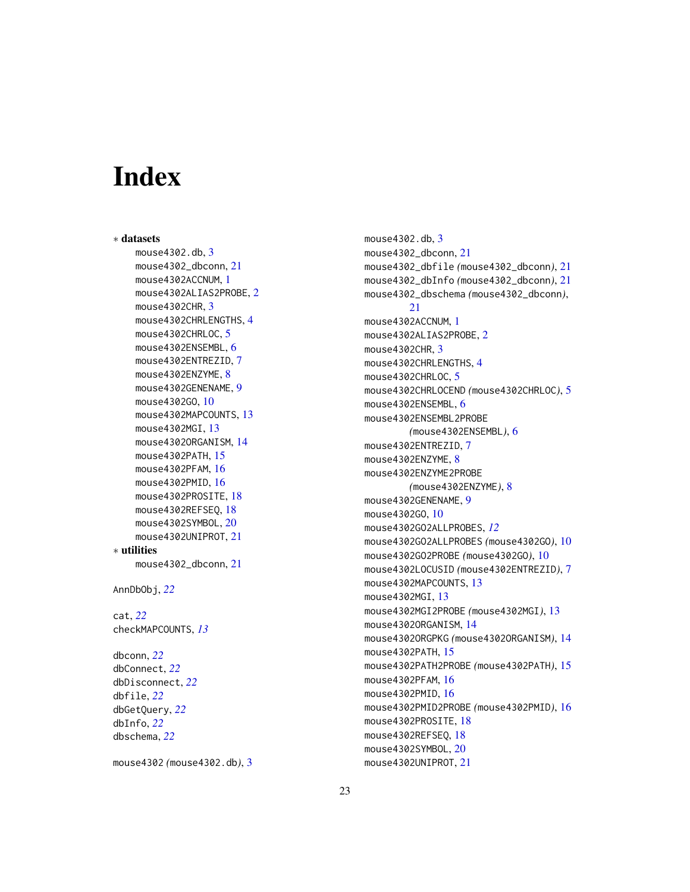# Index

∗ **datasets**

mouse4302.db, 3
mouse4302_dbconn, 21
mouse4302ACCNUM, 1
mouse4302ALIAS2PROBE, 2
mouse4302CHR, 3
mouse4302CHRLENGTHS, 4
mouse4302CHRLOC, 5
mouse4302ENSEMBL, 6
mouse4302ENTREZID, 7
mouse4302ENZYME, 8
mouse4302GENENAME, 9
mouse4302GO, 10
mouse4302MAPCOUNTS, 13
mouse4302MGI, 13
mouse4302ORGANISM, 14
mouse4302PATH, 15
mouse4302PFAM, 16
mouse4302PMID, 16
mouse4302PROSITE, 18
mouse4302REFSEQ, 18
mouse4302SYMBOL, 20
mouse4302UNIPROT, 21

∗ **utilities**

mouse4302_dbconn, 21

AnnDbObj, *22*

cat, *22*
checkMAPCOUNTS, *13*

dbconn, *22*
dbConnect, *22*
dbDisconnect, *22*
dbfile, *22*
dbGetQuery, *22*
dbInfo, *22*
dbschema, *22*

mouse4302 *(*mouse4302.db*)*, 3
mouse4302.db, 3
mouse4302_dbconn, 21
mouse4302_dbfile *(*mouse4302_dbconn*)*, 21
mouse4302_dbInfo *(*mouse4302_dbconn*)*, 21
mouse4302_dbschema *(*mouse4302_dbconn*)*, 21
mouse4302ACCNUM, 1
mouse4302ALIAS2PROBE, 2
mouse4302CHR, 3
mouse4302CHRLENGTHS, 4
mouse4302CHRLOC, 5
mouse4302CHRLOCEND *(*mouse4302CHRLOC*)*, 5
mouse4302ENSEMBL, 6
mouse4302ENSEMBL2PROBE *(*mouse4302ENSEMBL*)*, 6
mouse4302ENTREZID, 7
mouse4302ENZYME, 8
mouse4302ENZYME2PROBE *(*mouse4302ENZYME*)*, 8
mouse4302GENENAME, 9
mouse4302GO, 10
mouse4302GO2ALLPROBES, *12*
mouse4302GO2ALLPROBES *(*mouse4302GO*)*, 10
mouse4302GO2PROBE *(*mouse4302GO*)*, 10
mouse4302LOCUSID *(*mouse4302ENTREZID*)*, 7
mouse4302MAPCOUNTS, 13
mouse4302MGI, 13
mouse4302MGI2PROBE *(*mouse4302MGI*)*, 13
mouse4302ORGANISM, 14
mouse4302ORGPKG *(*mouse4302ORGANISM*)*, 14
mouse4302PATH, 15
mouse4302PATH2PROBE *(*mouse4302PATH*)*, 15
mouse4302PFAM, 16
mouse4302PMID, 16
mouse4302PMID2PROBE *(*mouse4302PMID*)*, 16
mouse4302PROSITE, 18
mouse4302REFSEQ, 18
mouse4302SYMBOL, 20
mouse4302UNIPROT, 21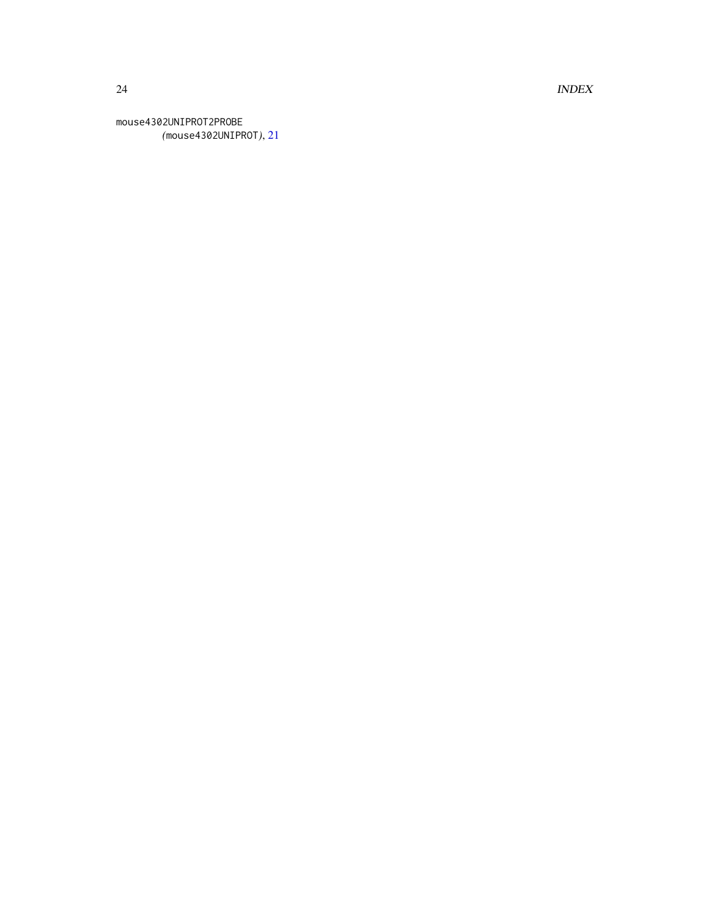mouse4302UNIPROT2PROBE
    (mouse4302UNIPROT), 21